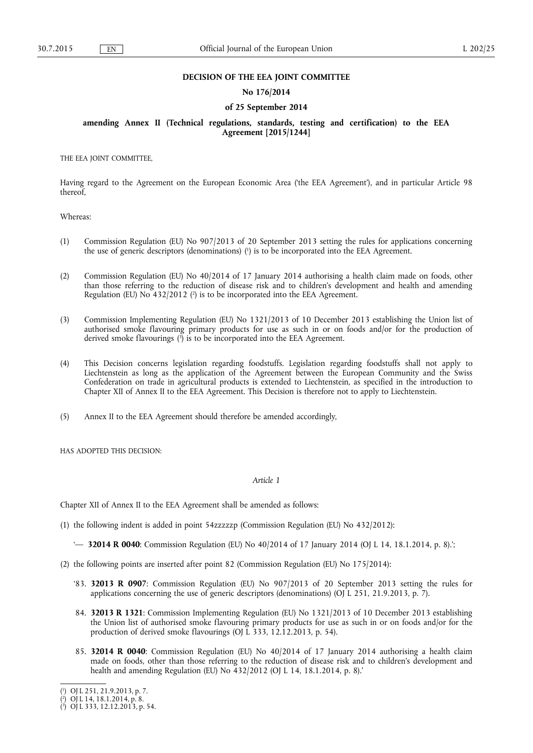**DECISION OF THE EEA JOINT COMMITTEE**

**No 176/2014**

**of 25 September 2014**

**amending Annex II (Technical regulations, standards, testing and certification) to the EEA Agreement [2015/1244]**

THE EEA JOINT COMMITTEE,

Having regard to the Agreement on the European Economic Area ('the EEA Agreement'), and in particular Article 98 thereof,

Whereas:

(1) Commission Regulation (EU) No 907/2013 of 20 September 2013 setting the rules for applications concerning the use of generic descriptors (denominations) [1] is to be incorporated into the EEA Agreement.

(2) Commission Regulation (EU) No 40/2014 of 17 January 2014 authorising a health claim made on foods, other than those referring to the reduction of disease risk and to children's development and health and amending Regulation (EU) No 432/2012 [2] is to be incorporated into the EEA Agreement.

(3) Commission Implementing Regulation (EU) No 1321/2013 of 10 December 2013 establishing the Union list of authorised smoke flavouring primary products for use as such in or on foods and/or for the production of derived smoke flavourings [3] is to be incorporated into the EEA Agreement.

(4) This Decision concerns legislation regarding foodstuffs. Legislation regarding foodstuffs shall not apply to Liechtenstein as long as the application of the Agreement between the European Community and the Swiss Confederation on trade in agricultural products is extended to Liechtenstein, as specified in the introduction to Chapter XII of Annex II to the EEA Agreement. This Decision is therefore not to apply to Liechtenstein.

(5) Annex II to the EEA Agreement should therefore be amended accordingly,

HAS ADOPTED THIS DECISION:

*Article 1*

Chapter XII of Annex II to the EEA Agreement shall be amended as follows:

(1) the following indent is added in point 54zzzzzp (Commission Regulation (EU) No 432/2012):

'— **32014 R 0040**: Commission Regulation (EU) No 40/2014 of 17 January 2014 (OJ L 14, 18.1.2014, p. 8).';

(2) the following points are inserted after point 82 (Commission Regulation (EU) No 175/2014):

'83. **32013 R 0907**: Commission Regulation (EU) No 907/2013 of 20 September 2013 setting the rules for applications concerning the use of generic descriptors (denominations) (OJ L 251, 21.9.2013, p. 7).

84. **32013 R 1321**: Commission Implementing Regulation (EU) No 1321/2013 of 10 December 2013 establishing the Union list of authorised smoke flavouring primary products for use as such in or on foods and/or for the production of derived smoke flavourings (OJ L 333, 12.12.2013, p. 54).

85. **32014 R 0040**: Commission Regulation (EU) No 40/2014 of 17 January 2014 authorising a health claim made on foods, other than those referring to the reduction of disease risk and to children's development and health and amending Regulation (EU) No 432/2012 (OJ L 14, 18.1.2014, p. 8).'

---

[1] OJ L 251, 21.9.2013, p. 7.

[2] OJ L 14, 18.1.2014, p. 8.

[3] OJ L 333, 12.12.2013, p. 54.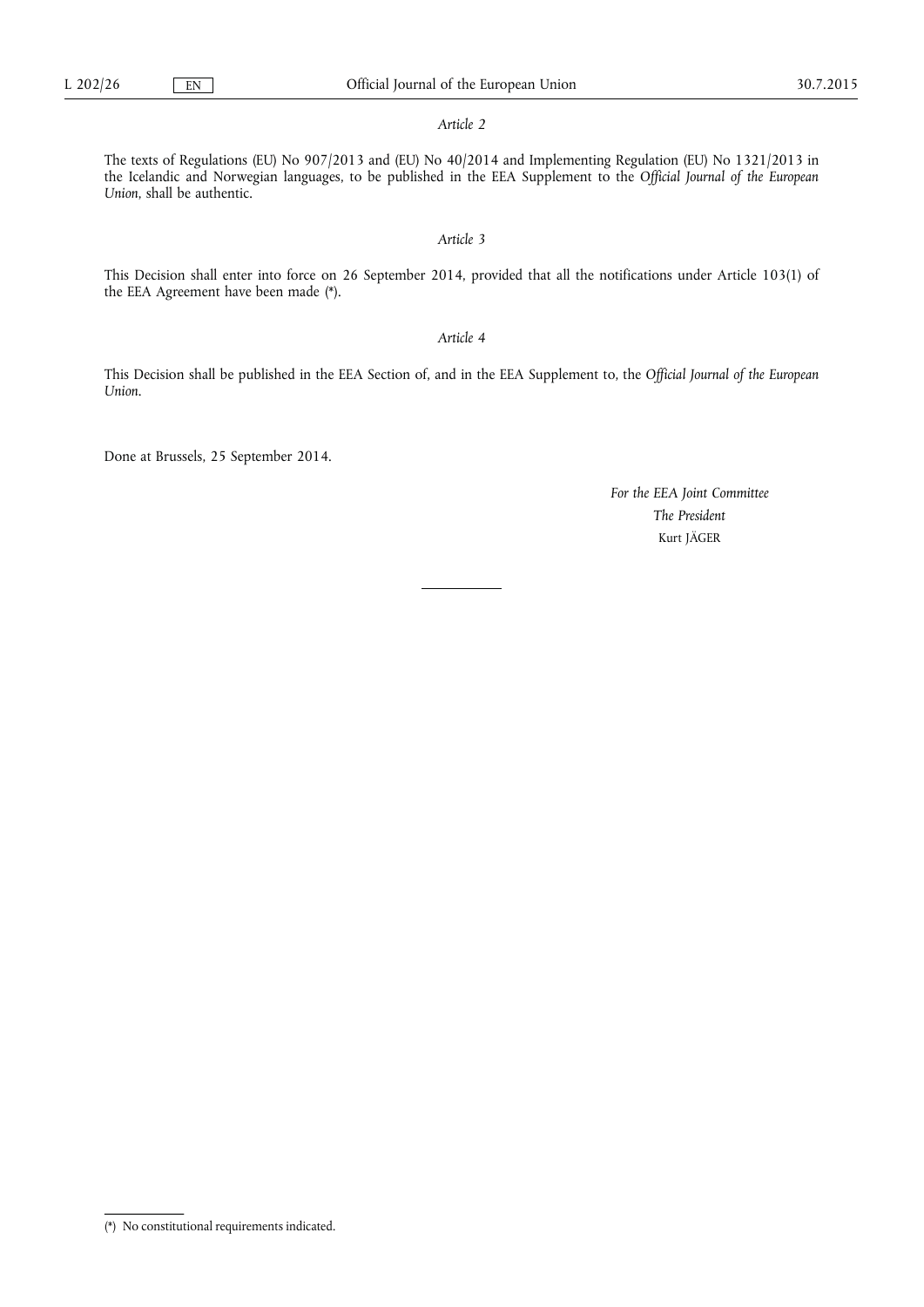*Article 2*

The texts of Regulations (EU) No 907/2013 and (EU) No 40/2014 and Implementing Regulation (EU) No 1321/2013 in the Icelandic and Norwegian languages, to be published in the EEA Supplement to the *Official Journal of the European Union*, shall be authentic.

*Article 3*

This Decision shall enter into force on 26 September 2014, provided that all the notifications under Article 103(1) of the EEA Agreement have been made (*).

*Article 4*

This Decision shall be published in the EEA Section of, and in the EEA Supplement to, the *Official Journal of the European Union*.

Done at Brussels, 25 September 2014.

*For the EEA Joint Committee*

*The President*

Kurt JÄGER

---

(*) No constitutional requirements indicated.